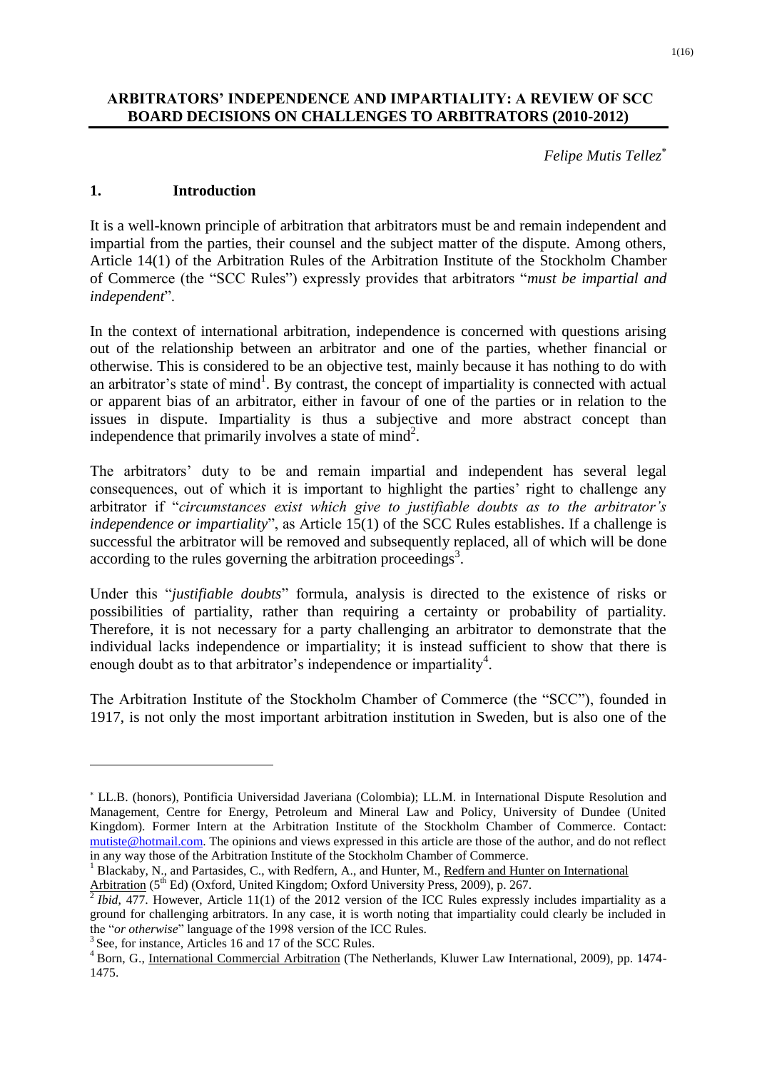# ARBITRATORS' INDEPENDENCE AND IMPARTIALITY: A REVIEW OF SCC BOARD DECISIONS ON CHALLENGES TO ARBITRATORS (2010-2012)

*Felipe Mutis Tellez*[*]

## 1. Introduction

It is a well-known principle of arbitration that arbitrators must be and remain independent and impartial from the parties, their counsel and the subject matter of the dispute. Among others, Article 14(1) of the Arbitration Rules of the Arbitration Institute of the Stockholm Chamber of Commerce (the "SCC Rules") expressly provides that arbitrators "*must be impartial and independent*".

In the context of international arbitration, independence is concerned with questions arising out of the relationship between an arbitrator and one of the parties, whether financial or otherwise. This is considered to be an objective test, mainly because it has nothing to do with an arbitrator's state of mind[1]. By contrast, the concept of impartiality is connected with actual or apparent bias of an arbitrator, either in favour of one of the parties or in relation to the issues in dispute. Impartiality is thus a subjective and more abstract concept than independence that primarily involves a state of mind[2].

The arbitrators' duty to be and remain impartial and independent has several legal consequences, out of which it is important to highlight the parties' right to challenge any arbitrator if "*circumstances exist which give to justifiable doubts as to the arbitrator's independence or impartiality*", as Article 15(1) of the SCC Rules establishes. If a challenge is successful the arbitrator will be removed and subsequently replaced, all of which will be done according to the rules governing the arbitration proceedings[3].

Under this "*justifiable doubts*" formula, analysis is directed to the existence of risks or possibilities of partiality, rather than requiring a certainty or probability of partiality. Therefore, it is not necessary for a party challenging an arbitrator to demonstrate that the individual lacks independence or impartiality; it is instead sufficient to show that there is enough doubt as to that arbitrator's independence or impartiality[4].

The Arbitration Institute of the Stockholm Chamber of Commerce (the "SCC"), founded in 1917, is not only the most important arbitration institution in Sweden, but is also one of the

---

[*] LL.B. (honors), Pontificia Universidad Javeriana (Colombia); LL.M. in International Dispute Resolution and Management, Centre for Energy, Petroleum and Mineral Law and Policy, University of Dundee (United Kingdom). Former Intern at the Arbitration Institute of the Stockholm Chamber of Commerce. Contact: mutiste@hotmail.com. The opinions and views expressed in this article are those of the author, and do not reflect in any way those of the Arbitration Institute of the Stockholm Chamber of Commerce.

[1] Blackaby, N., and Partasides, C., with Redfern, A., and Hunter, M., Redfern and Hunter on International Arbitration (5th Ed) (Oxford, United Kingdom; Oxford University Press, 2009), p. 267.

[2] *Ibid*, 477. However, Article 11(1) of the 2012 version of the ICC Rules expressly includes impartiality as a ground for challenging arbitrators. In any case, it is worth noting that impartiality could clearly be included in the "*or otherwise*" language of the 1998 version of the ICC Rules.

[3] See, for instance, Articles 16 and 17 of the SCC Rules.

[4] Born, G., International Commercial Arbitration (The Netherlands, Kluwer Law International, 2009), pp. 1474-1475.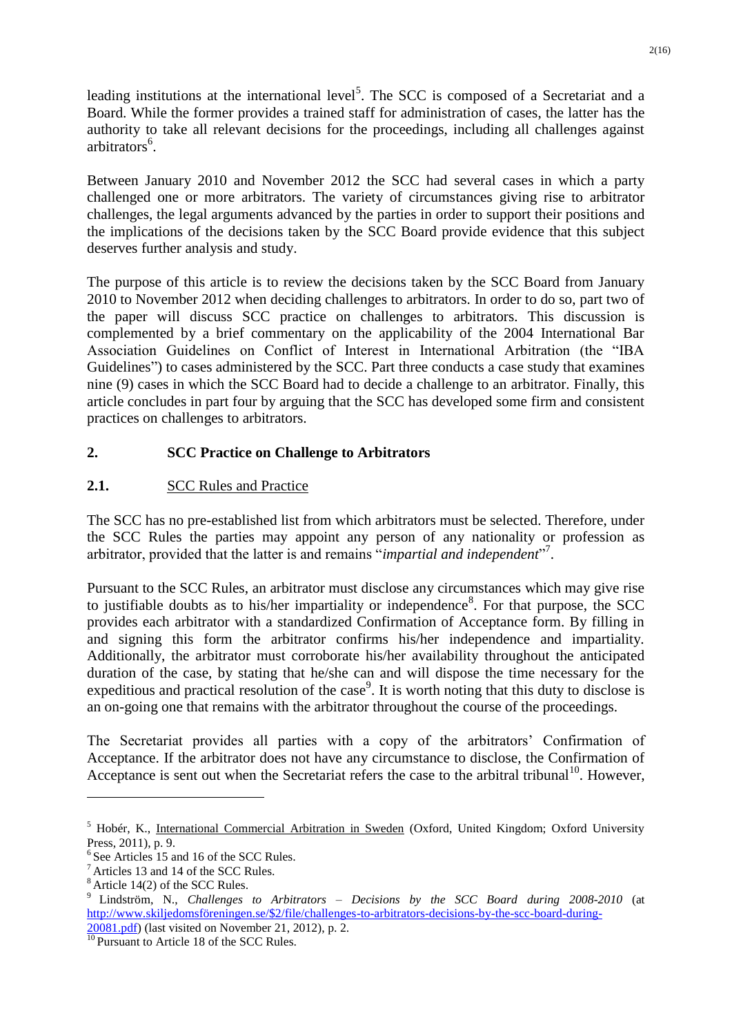leading institutions at the international level[5]. The SCC is composed of a Secretariat and a Board. While the former provides a trained staff for administration of cases, the latter has the authority to take all relevant decisions for the proceedings, including all challenges against arbitrators[6].

Between January 2010 and November 2012 the SCC had several cases in which a party challenged one or more arbitrators. The variety of circumstances giving rise to arbitrator challenges, the legal arguments advanced by the parties in order to support their positions and the implications of the decisions taken by the SCC Board provide evidence that this subject deserves further analysis and study.

The purpose of this article is to review the decisions taken by the SCC Board from January 2010 to November 2012 when deciding challenges to arbitrators. In order to do so, part two of the paper will discuss SCC practice on challenges to arbitrators. This discussion is complemented by a brief commentary on the applicability of the 2004 International Bar Association Guidelines on Conflict of Interest in International Arbitration (the "IBA Guidelines") to cases administered by the SCC. Part three conducts a case study that examines nine (9) cases in which the SCC Board had to decide a challenge to an arbitrator. Finally, this article concludes in part four by arguing that the SCC has developed some firm and consistent practices on challenges to arbitrators.

## 2. SCC Practice on Challenge to Arbitrators

### 2.1. SCC Rules and Practice

The SCC has no pre-established list from which arbitrators must be selected. Therefore, under the SCC Rules the parties may appoint any person of any nationality or profession as arbitrator, provided that the latter is and remains "*impartial and independent*"[7].

Pursuant to the SCC Rules, an arbitrator must disclose any circumstances which may give rise to justifiable doubts as to his/her impartiality or independence[8]. For that purpose, the SCC provides each arbitrator with a standardized Confirmation of Acceptance form. By filling in and signing this form the arbitrator confirms his/her independence and impartiality. Additionally, the arbitrator must corroborate his/her availability throughout the anticipated duration of the case, by stating that he/she can and will dispose the time necessary for the expeditious and practical resolution of the case[9]. It is worth noting that this duty to disclose is an on-going one that remains with the arbitrator throughout the course of the proceedings.

The Secretariat provides all parties with a copy of the arbitrators' Confirmation of Acceptance. If the arbitrator does not have any circumstance to disclose, the Confirmation of Acceptance is sent out when the Secretariat refers the case to the arbitral tribunal[10]. However,

---

[5] Hobér, K., International Commercial Arbitration in Sweden (Oxford, United Kingdom; Oxford University Press, 2011), p. 9.

[6] See Articles 15 and 16 of the SCC Rules.

[7] Articles 13 and 14 of the SCC Rules.

[8] Article 14(2) of the SCC Rules.

[9] Lindström, N., *Challenges to Arbitrators – Decisions by the SCC Board during 2008-2010* (at http://www.skiljedomsföreningen.se/$2/file/challenges-to-arbitrators-decisions-by-the-scc-board-during-20081.pdf) (last visited on November 21, 2012), p. 2.

[10] Pursuant to Article 18 of the SCC Rules.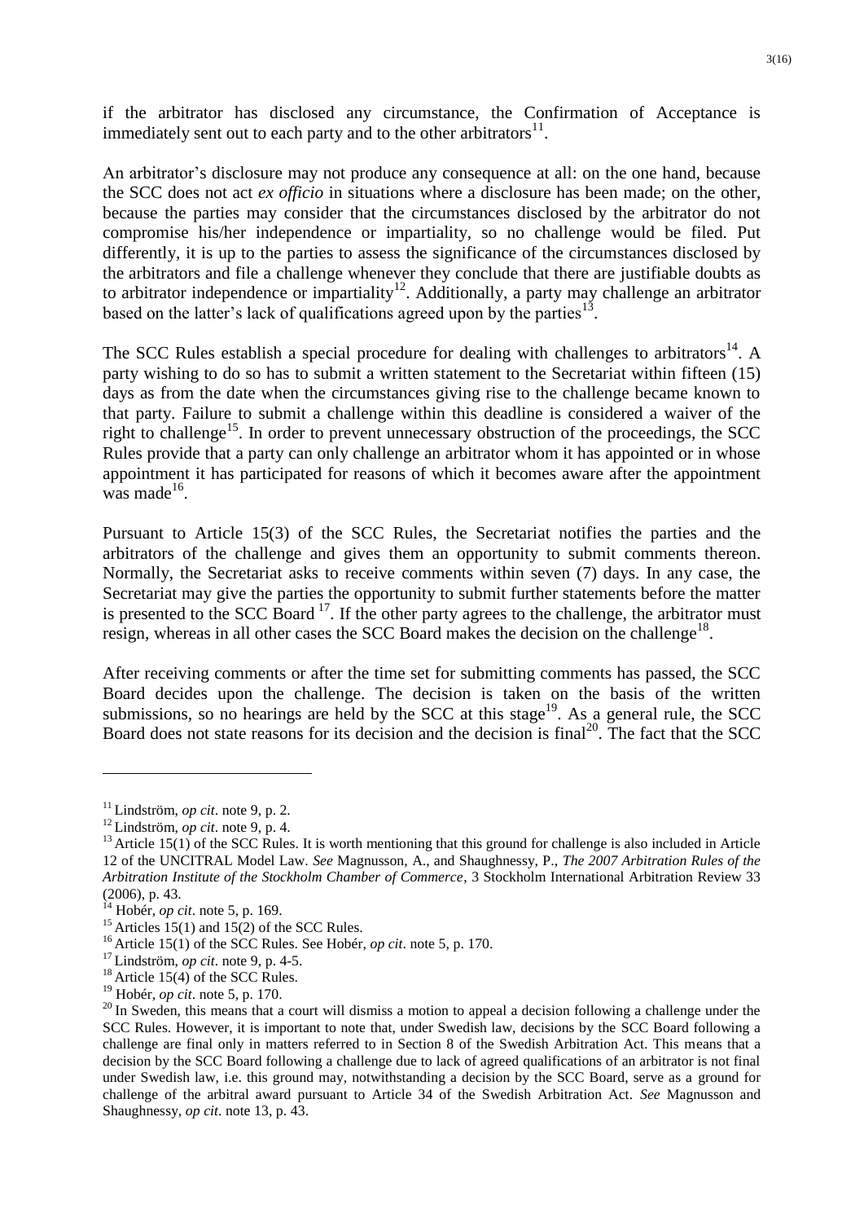if the arbitrator has disclosed any circumstance, the Confirmation of Acceptance is immediately sent out to each party and to the other arbitrators[11].

An arbitrator's disclosure may not produce any consequence at all: on the one hand, because the SCC does not act *ex officio* in situations where a disclosure has been made; on the other, because the parties may consider that the circumstances disclosed by the arbitrator do not compromise his/her independence or impartiality, so no challenge would be filed. Put differently, it is up to the parties to assess the significance of the circumstances disclosed by the arbitrators and file a challenge whenever they conclude that there are justifiable doubts as to arbitrator independence or impartiality[12]. Additionally, a party may challenge an arbitrator based on the latter's lack of qualifications agreed upon by the parties[13].

The SCC Rules establish a special procedure for dealing with challenges to arbitrators[14]. A party wishing to do so has to submit a written statement to the Secretariat within fifteen (15) days as from the date when the circumstances giving rise to the challenge became known to that party. Failure to submit a challenge within this deadline is considered a waiver of the right to challenge[15]. In order to prevent unnecessary obstruction of the proceedings, the SCC Rules provide that a party can only challenge an arbitrator whom it has appointed or in whose appointment it has participated for reasons of which it becomes aware after the appointment was made[16].

Pursuant to Article 15(3) of the SCC Rules, the Secretariat notifies the parties and the arbitrators of the challenge and gives them an opportunity to submit comments thereon. Normally, the Secretariat asks to receive comments within seven (7) days. In any case, the Secretariat may give the parties the opportunity to submit further statements before the matter is presented to the SCC Board [17]. If the other party agrees to the challenge, the arbitrator must resign, whereas in all other cases the SCC Board makes the decision on the challenge[18].

After receiving comments or after the time set for submitting comments has passed, the SCC Board decides upon the challenge. The decision is taken on the basis of the written submissions, so no hearings are held by the SCC at this stage[19]. As a general rule, the SCC Board does not state reasons for its decision and the decision is final[20]. The fact that the SCC

---

[11] Lindström, *op cit*. note 9, p. 2.

[12] Lindström, *op cit*. note 9, p. 4.

[13] Article 15(1) of the SCC Rules. It is worth mentioning that this ground for challenge is also included in Article 12 of the UNCITRAL Model Law. *See* Magnusson, A., and Shaughnessy, P., *The 2007 Arbitration Rules of the Arbitration Institute of the Stockholm Chamber of Commerce*, 3 Stockholm International Arbitration Review 33 (2006), p. 43.

[14] Hobér, *op cit*. note 5, p. 169.

[15] Articles 15(1) and 15(2) of the SCC Rules.

[16] Article 15(1) of the SCC Rules. See Hobér, *op cit*. note 5, p. 170.

[17] Lindström, *op cit*. note 9, p. 4-5.

[18] Article 15(4) of the SCC Rules.

[19] Hobér, *op cit*. note 5, p. 170.

[20] In Sweden, this means that a court will dismiss a motion to appeal a decision following a challenge under the SCC Rules. However, it is important to note that, under Swedish law, decisions by the SCC Board following a challenge are final only in matters referred to in Section 8 of the Swedish Arbitration Act. This means that a decision by the SCC Board following a challenge due to lack of agreed qualifications of an arbitrator is not final under Swedish law, i.e. this ground may, notwithstanding a decision by the SCC Board, serve as a ground for challenge of the arbitral award pursuant to Article 34 of the Swedish Arbitration Act. *See* Magnusson and Shaughnessy, *op cit*. note 13, p. 43.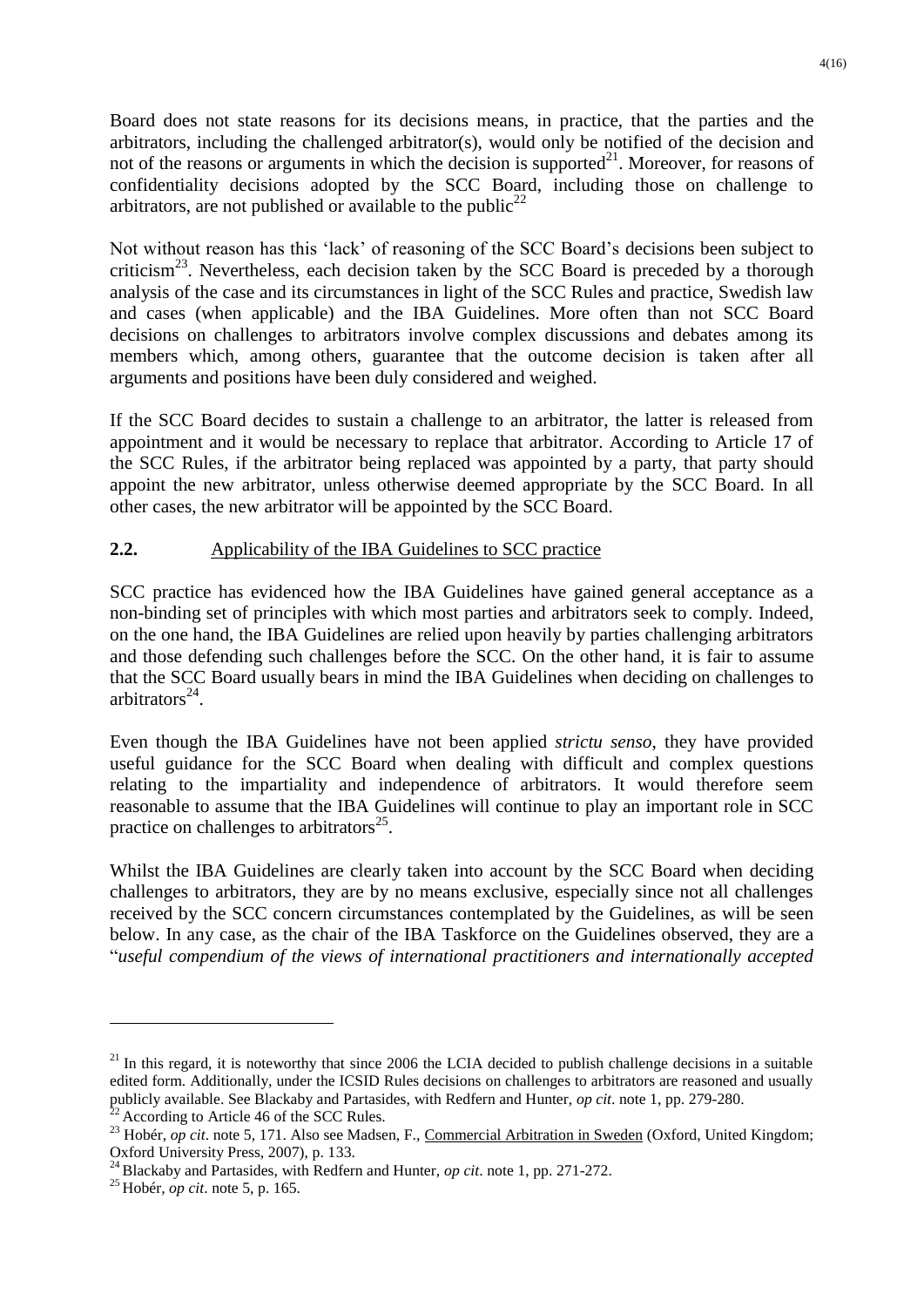Board does not state reasons for its decisions means, in practice, that the parties and the arbitrators, including the challenged arbitrator(s), would only be notified of the decision and not of the reasons or arguments in which the decision is supported[21]. Moreover, for reasons of confidentiality decisions adopted by the SCC Board, including those on challenge to arbitrators, are not published or available to the public[22]

Not without reason has this 'lack' of reasoning of the SCC Board's decisions been subject to criticism[23]. Nevertheless, each decision taken by the SCC Board is preceded by a thorough analysis of the case and its circumstances in light of the SCC Rules and practice, Swedish law and cases (when applicable) and the IBA Guidelines. More often than not SCC Board decisions on challenges to arbitrators involve complex discussions and debates among its members which, among others, guarantee that the outcome decision is taken after all arguments and positions have been duly considered and weighed.

If the SCC Board decides to sustain a challenge to an arbitrator, the latter is released from appointment and it would be necessary to replace that arbitrator. According to Article 17 of the SCC Rules, if the arbitrator being replaced was appointed by a party, that party should appoint the new arbitrator, unless otherwise deemed appropriate by the SCC Board. In all other cases, the new arbitrator will be appointed by the SCC Board.

## 2.2. Applicability of the IBA Guidelines to SCC practice

SCC practice has evidenced how the IBA Guidelines have gained general acceptance as a non-binding set of principles with which most parties and arbitrators seek to comply. Indeed, on the one hand, the IBA Guidelines are relied upon heavily by parties challenging arbitrators and those defending such challenges before the SCC. On the other hand, it is fair to assume that the SCC Board usually bears in mind the IBA Guidelines when deciding on challenges to arbitrators[24].

Even though the IBA Guidelines have not been applied *strictu senso*, they have provided useful guidance for the SCC Board when dealing with difficult and complex questions relating to the impartiality and independence of arbitrators. It would therefore seem reasonable to assume that the IBA Guidelines will continue to play an important role in SCC practice on challenges to arbitrators[25].

Whilst the IBA Guidelines are clearly taken into account by the SCC Board when deciding challenges to arbitrators, they are by no means exclusive, especially since not all challenges received by the SCC concern circumstances contemplated by the Guidelines, as will be seen below. In any case, as the chair of the IBA Taskforce on the Guidelines observed, they are a "*useful compendium of the views of international practitioners and internationally accepted*

---

[21] In this regard, it is noteworthy that since 2006 the LCIA decided to publish challenge decisions in a suitable edited form. Additionally, under the ICSID Rules decisions on challenges to arbitrators are reasoned and usually publicly available. See Blackaby and Partasides, with Redfern and Hunter, *op cit*. note 1, pp. 279-280.

[22] According to Article 46 of the SCC Rules.

[23] Hobér, *op cit*. note 5, 171. Also see Madsen, F., Commercial Arbitration in Sweden (Oxford, United Kingdom; Oxford University Press, 2007), p. 133.

[24] Blackaby and Partasides, with Redfern and Hunter, *op cit*. note 1, pp. 271-272.

[25] Hobér, *op cit*. note 5, p. 165.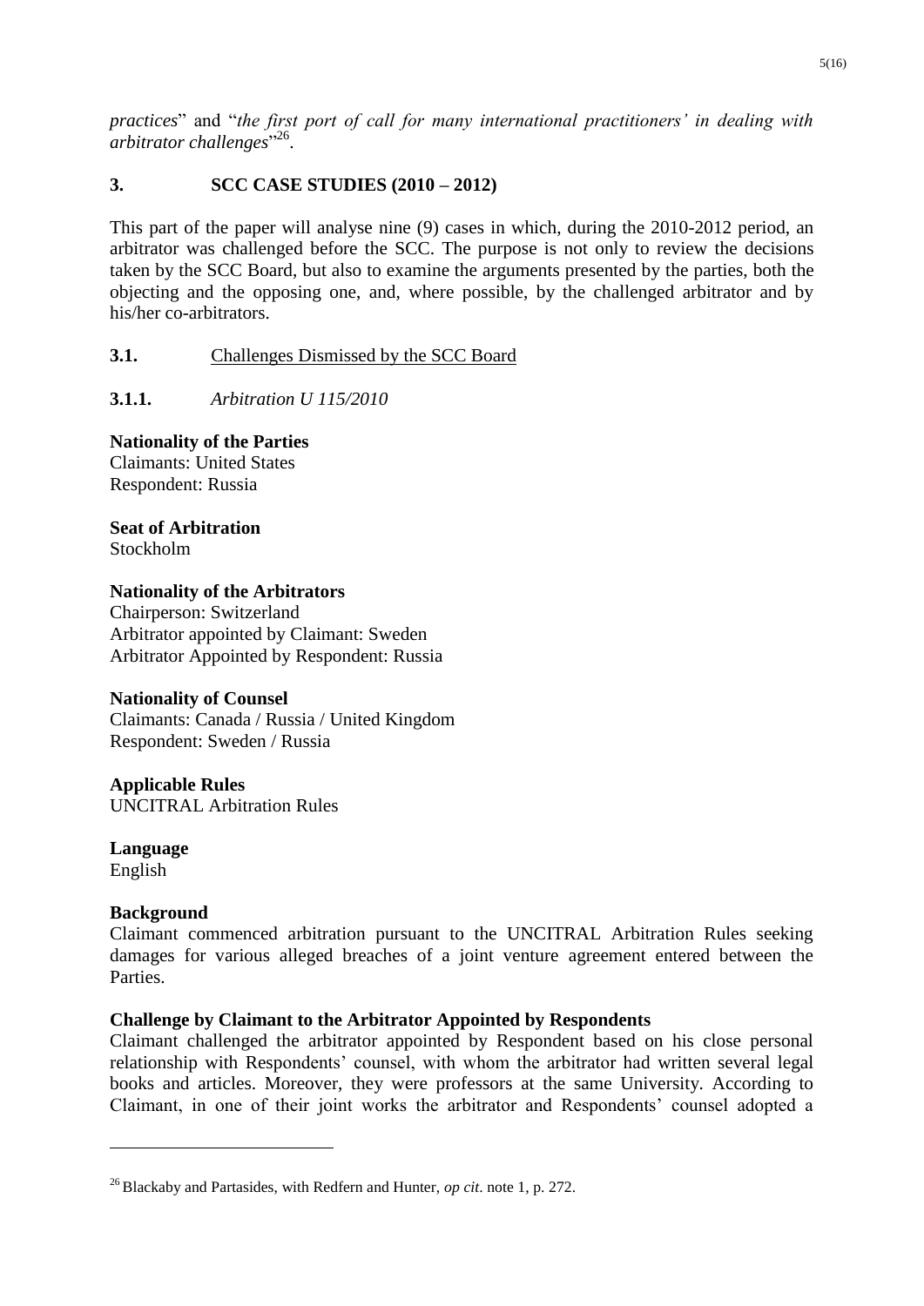*practices*" and "*the first port of call for many international practitioners' in dealing with arbitrator challenges*"[26].

## 3. SCC CASE STUDIES (2010 – 2012)

This part of the paper will analyse nine (9) cases in which, during the 2010-2012 period, an arbitrator was challenged before the SCC. The purpose is not only to review the decisions taken by the SCC Board, but also to examine the arguments presented by the parties, both the objecting and the opposing one, and, where possible, by the challenged arbitrator and by his/her co-arbitrators.

### 3.1. Challenges Dismissed by the SCC Board

#### 3.1.1. *Arbitration U 115/2010*

**Nationality of the Parties**
Claimants: United States
Respondent: Russia

**Seat of Arbitration**
Stockholm

**Nationality of the Arbitrators**
Chairperson: Switzerland
Arbitrator appointed by Claimant: Sweden
Arbitrator Appointed by Respondent: Russia

**Nationality of Counsel**
Claimants: Canada / Russia / United Kingdom
Respondent: Sweden / Russia

**Applicable Rules**
UNCITRAL Arbitration Rules

**Language**
English

**Background**
Claimant commenced arbitration pursuant to the UNCITRAL Arbitration Rules seeking damages for various alleged breaches of a joint venture agreement entered between the Parties.

**Challenge by Claimant to the Arbitrator Appointed by Respondents**
Claimant challenged the arbitrator appointed by Respondent based on his close personal relationship with Respondents' counsel, with whom the arbitrator had written several legal books and articles. Moreover, they were professors at the same University. According to Claimant, in one of their joint works the arbitrator and Respondents' counsel adopted a

[26] Blackaby and Partasides, with Redfern and Hunter, *op cit*. note 1, p. 272.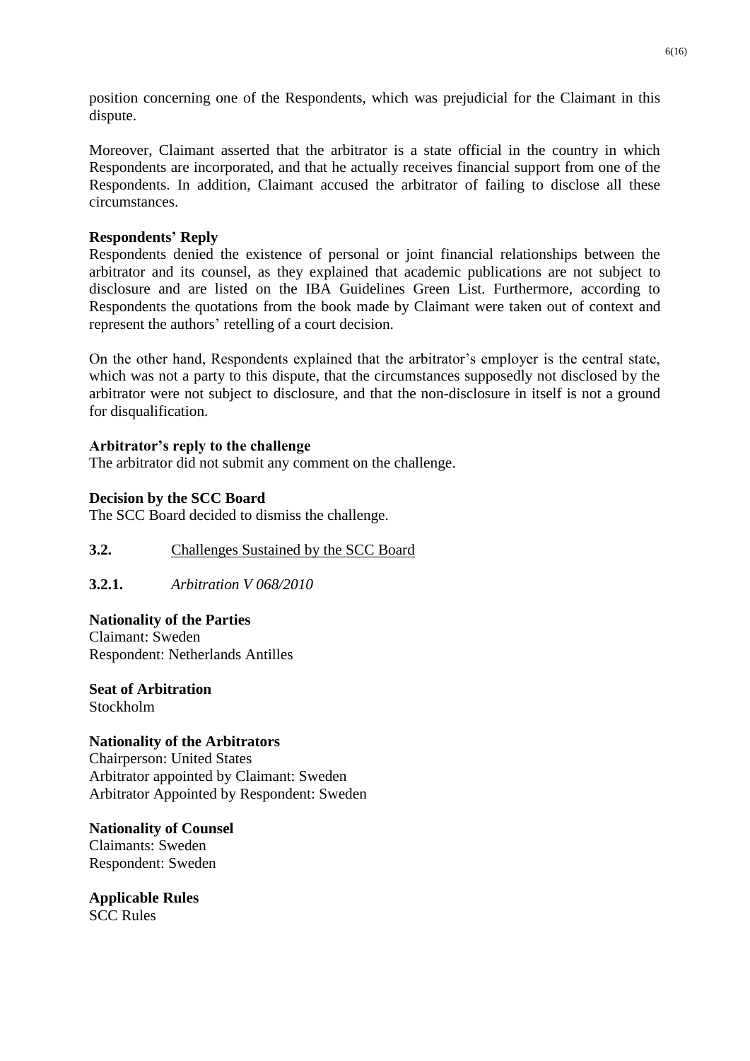position concerning one of the Respondents, which was prejudicial for the Claimant in this dispute.

Moreover, Claimant asserted that the arbitrator is a state official in the country in which Respondents are incorporated, and that he actually receives financial support from one of the Respondents. In addition, Claimant accused the arbitrator of failing to disclose all these circumstances.

**Respondents' Reply**

Respondents denied the existence of personal or joint financial relationships between the arbitrator and its counsel, as they explained that academic publications are not subject to disclosure and are listed on the IBA Guidelines Green List. Furthermore, according to Respondents the quotations from the book made by Claimant were taken out of context and represent the authors' retelling of a court decision.

On the other hand, Respondents explained that the arbitrator's employer is the central state, which was not a party to this dispute, that the circumstances supposedly not disclosed by the arbitrator were not subject to disclosure, and that the non-disclosure in itself is not a ground for disqualification.

**Arbitrator's reply to the challenge**

The arbitrator did not submit any comment on the challenge.

**Decision by the SCC Board**

The SCC Board decided to dismiss the challenge.

### 3.2. Challenges Sustained by the SCC Board

#### 3.2.1. *Arbitration V 068/2010*

**Nationality of the Parties**

Claimant: Sweden
Respondent: Netherlands Antilles

**Seat of Arbitration**

Stockholm

**Nationality of the Arbitrators**

Chairperson: United States
Arbitrator appointed by Claimant: Sweden
Arbitrator Appointed by Respondent: Sweden

**Nationality of Counsel**

Claimants: Sweden
Respondent: Sweden

**Applicable Rules**

SCC Rules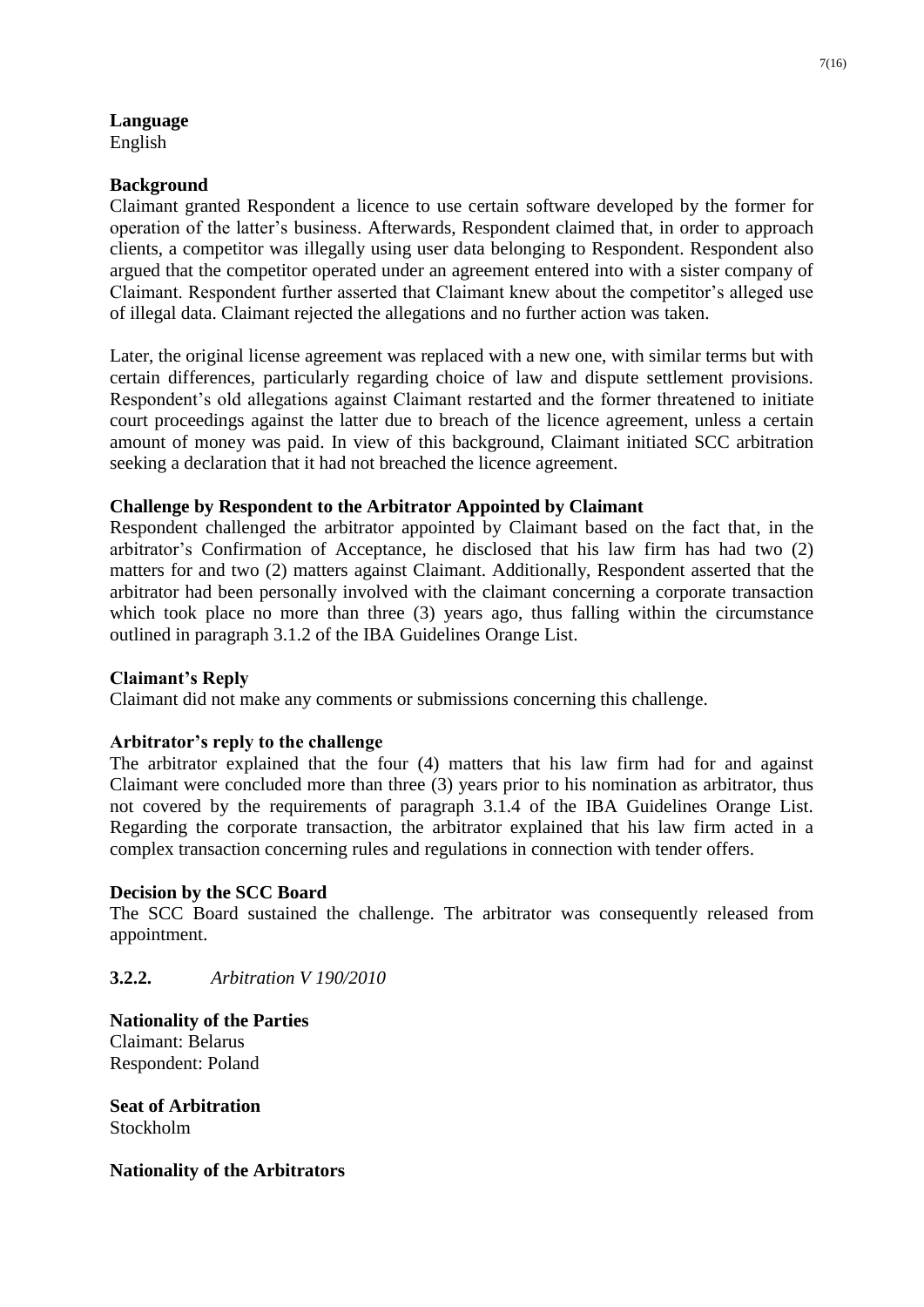**Language**
English

**Background**
Claimant granted Respondent a licence to use certain software developed by the former for operation of the latter's business. Afterwards, Respondent claimed that, in order to approach clients, a competitor was illegally using user data belonging to Respondent. Respondent also argued that the competitor operated under an agreement entered into with a sister company of Claimant. Respondent further asserted that Claimant knew about the competitor's alleged use of illegal data. Claimant rejected the allegations and no further action was taken.

Later, the original license agreement was replaced with a new one, with similar terms but with certain differences, particularly regarding choice of law and dispute settlement provisions. Respondent's old allegations against Claimant restarted and the former threatened to initiate court proceedings against the latter due to breach of the licence agreement, unless a certain amount of money was paid. In view of this background, Claimant initiated SCC arbitration seeking a declaration that it had not breached the licence agreement.

**Challenge by Respondent to the Arbitrator Appointed by Claimant**
Respondent challenged the arbitrator appointed by Claimant based on the fact that, in the arbitrator's Confirmation of Acceptance, he disclosed that his law firm has had two (2) matters for and two (2) matters against Claimant. Additionally, Respondent asserted that the arbitrator had been personally involved with the claimant concerning a corporate transaction which took place no more than three (3) years ago, thus falling within the circumstance outlined in paragraph 3.1.2 of the IBA Guidelines Orange List.

**Claimant's Reply**
Claimant did not make any comments or submissions concerning this challenge.

**Arbitrator's reply to the challenge**
The arbitrator explained that the four (4) matters that his law firm had for and against Claimant were concluded more than three (3) years prior to his nomination as arbitrator, thus not covered by the requirements of paragraph 3.1.4 of the IBA Guidelines Orange List. Regarding the corporate transaction, the arbitrator explained that his law firm acted in a complex transaction concerning rules and regulations in connection with tender offers.

**Decision by the SCC Board**
The SCC Board sustained the challenge. The arbitrator was consequently released from appointment.

**3.2.2.** *Arbitration V 190/2010*

**Nationality of the Parties**
Claimant: Belarus
Respondent: Poland

**Seat of Arbitration**
Stockholm

**Nationality of the Arbitrators**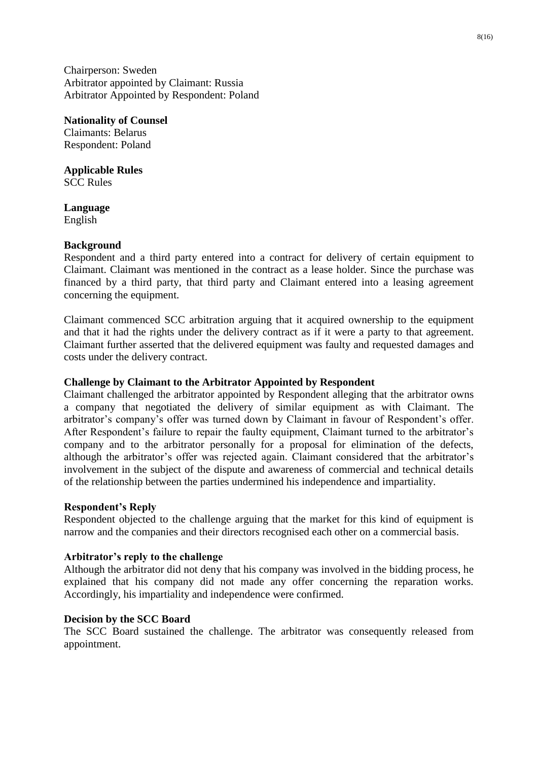Chairperson: Sweden
Arbitrator appointed by Claimant: Russia
Arbitrator Appointed by Respondent: Poland

**Nationality of Counsel**
Claimants: Belarus
Respondent: Poland

**Applicable Rules**
SCC Rules

**Language**
English

**Background**
Respondent and a third party entered into a contract for delivery of certain equipment to Claimant. Claimant was mentioned in the contract as a lease holder. Since the purchase was financed by a third party, that third party and Claimant entered into a leasing agreement concerning the equipment.

Claimant commenced SCC arbitration arguing that it acquired ownership to the equipment and that it had the rights under the delivery contract as if it were a party to that agreement. Claimant further asserted that the delivered equipment was faulty and requested damages and costs under the delivery contract.

**Challenge by Claimant to the Arbitrator Appointed by Respondent**
Claimant challenged the arbitrator appointed by Respondent alleging that the arbitrator owns a company that negotiated the delivery of similar equipment as with Claimant. The arbitrator's company's offer was turned down by Claimant in favour of Respondent's offer. After Respondent's failure to repair the faulty equipment, Claimant turned to the arbitrator's company and to the arbitrator personally for a proposal for elimination of the defects, although the arbitrator's offer was rejected again. Claimant considered that the arbitrator's involvement in the subject of the dispute and awareness of commercial and technical details of the relationship between the parties undermined his independence and impartiality.

**Respondent's Reply**
Respondent objected to the challenge arguing that the market for this kind of equipment is narrow and the companies and their directors recognised each other on a commercial basis.

**Arbitrator's reply to the challenge**
Although the arbitrator did not deny that his company was involved in the bidding process, he explained that his company did not made any offer concerning the reparation works. Accordingly, his impartiality and independence were confirmed.

**Decision by the SCC Board**
The SCC Board sustained the challenge. The arbitrator was consequently released from appointment.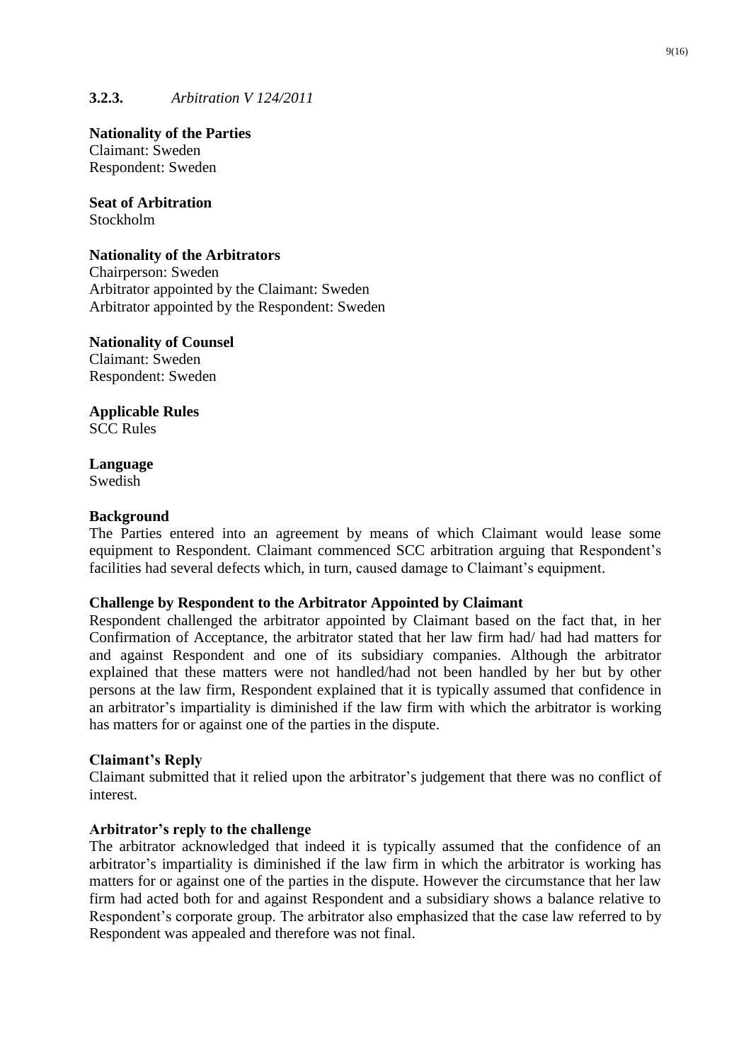### 3.2.3. *Arbitration V 124/2011*

**Nationality of the Parties**
Claimant: Sweden
Respondent: Sweden

**Seat of Arbitration**
Stockholm

**Nationality of the Arbitrators**
Chairperson: Sweden
Arbitrator appointed by the Claimant: Sweden
Arbitrator appointed by the Respondent: Sweden

**Nationality of Counsel**
Claimant: Sweden
Respondent: Sweden

**Applicable Rules**
SCC Rules

**Language**
Swedish

**Background**
The Parties entered into an agreement by means of which Claimant would lease some equipment to Respondent. Claimant commenced SCC arbitration arguing that Respondent's facilities had several defects which, in turn, caused damage to Claimant's equipment.

**Challenge by Respondent to the Arbitrator Appointed by Claimant**
Respondent challenged the arbitrator appointed by Claimant based on the fact that, in her Confirmation of Acceptance, the arbitrator stated that her law firm had/ had had matters for and against Respondent and one of its subsidiary companies. Although the arbitrator explained that these matters were not handled/had not been handled by her but by other persons at the law firm, Respondent explained that it is typically assumed that confidence in an arbitrator's impartiality is diminished if the law firm with which the arbitrator is working has matters for or against one of the parties in the dispute.

**Claimant's Reply**
Claimant submitted that it relied upon the arbitrator's judgement that there was no conflict of interest.

**Arbitrator's reply to the challenge**
The arbitrator acknowledged that indeed it is typically assumed that the confidence of an arbitrator's impartiality is diminished if the law firm in which the arbitrator is working has matters for or against one of the parties in the dispute. However the circumstance that her law firm had acted both for and against Respondent and a subsidiary shows a balance relative to Respondent's corporate group. The arbitrator also emphasized that the case law referred to by Respondent was appealed and therefore was not final.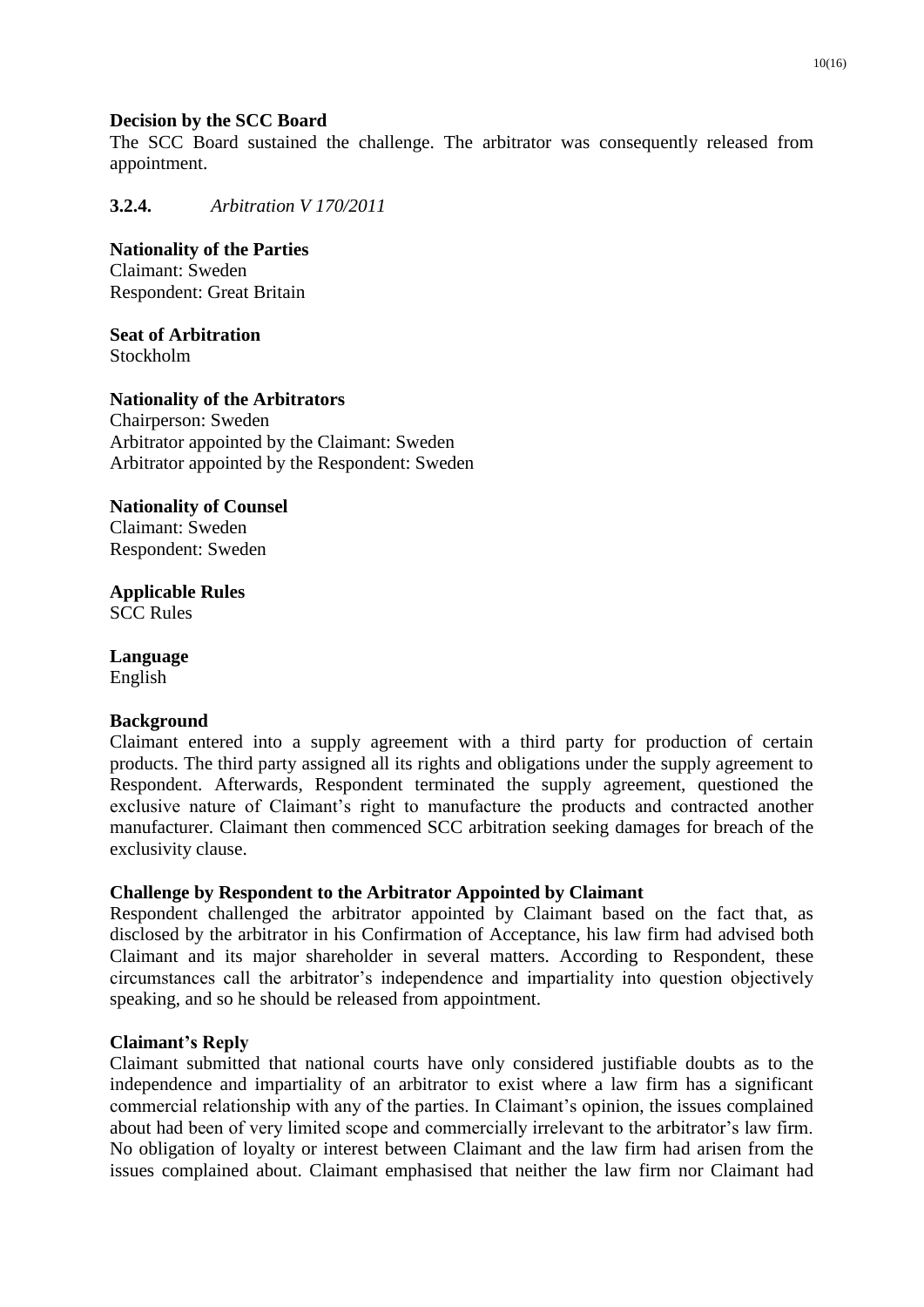**Decision by the SCC Board**

The SCC Board sustained the challenge. The arbitrator was consequently released from appointment.

### 3.2.4. *Arbitration V 170/2011*

**Nationality of the Parties**

Claimant: Sweden
Respondent: Great Britain

**Seat of Arbitration**

Stockholm

**Nationality of the Arbitrators**

Chairperson: Sweden
Arbitrator appointed by the Claimant: Sweden
Arbitrator appointed by the Respondent: Sweden

**Nationality of Counsel**

Claimant: Sweden
Respondent: Sweden

**Applicable Rules**

SCC Rules

**Language**

English

**Background**

Claimant entered into a supply agreement with a third party for production of certain products. The third party assigned all its rights and obligations under the supply agreement to Respondent. Afterwards, Respondent terminated the supply agreement, questioned the exclusive nature of Claimant's right to manufacture the products and contracted another manufacturer. Claimant then commenced SCC arbitration seeking damages for breach of the exclusivity clause.

**Challenge by Respondent to the Arbitrator Appointed by Claimant**

Respondent challenged the arbitrator appointed by Claimant based on the fact that, as disclosed by the arbitrator in his Confirmation of Acceptance, his law firm had advised both Claimant and its major shareholder in several matters. According to Respondent, these circumstances call the arbitrator's independence and impartiality into question objectively speaking, and so he should be released from appointment.

**Claimant's Reply**

Claimant submitted that national courts have only considered justifiable doubts as to the independence and impartiality of an arbitrator to exist where a law firm has a significant commercial relationship with any of the parties. In Claimant's opinion, the issues complained about had been of very limited scope and commercially irrelevant to the arbitrator's law firm. No obligation of loyalty or interest between Claimant and the law firm had arisen from the issues complained about. Claimant emphasised that neither the law firm nor Claimant had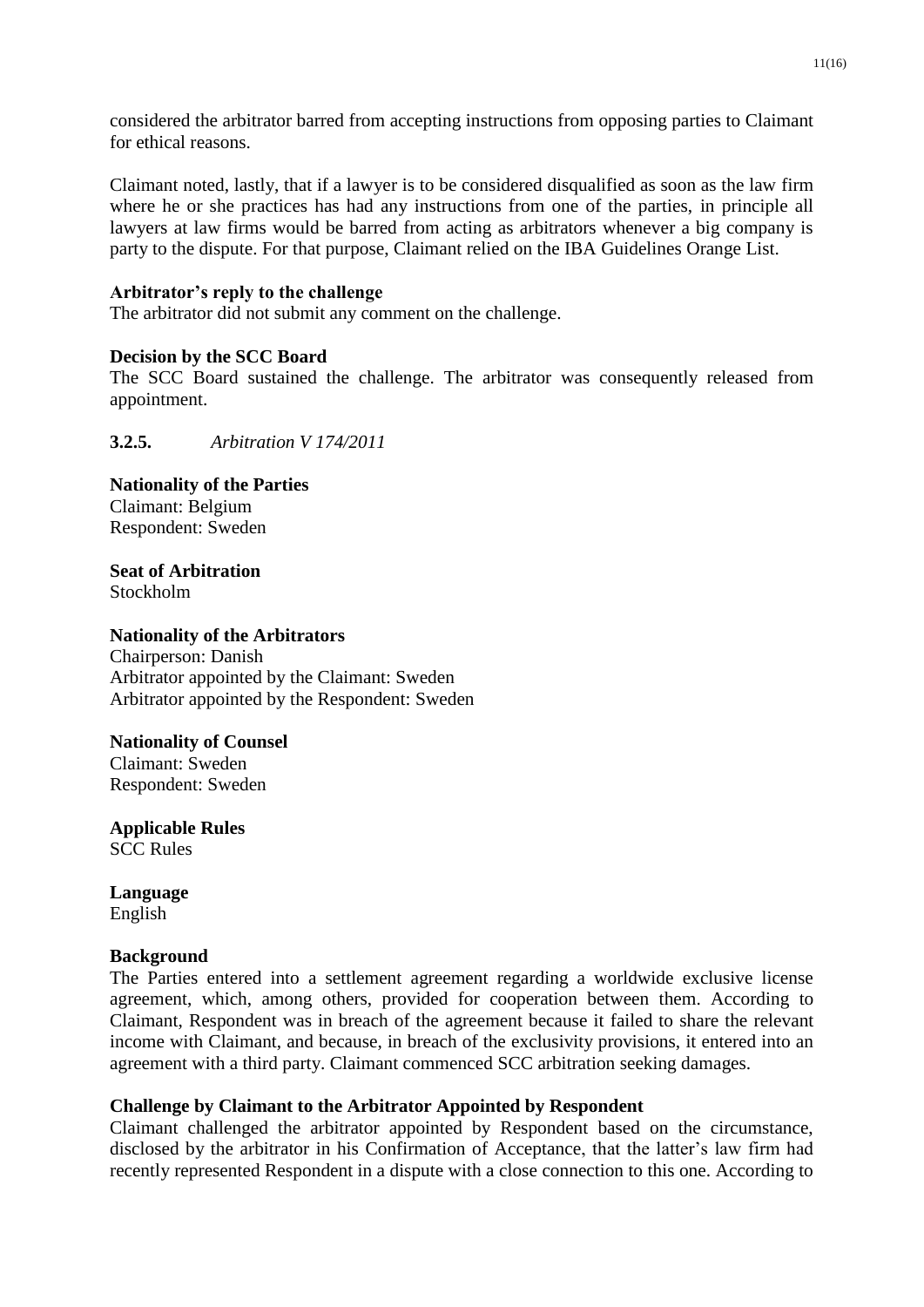considered the arbitrator barred from accepting instructions from opposing parties to Claimant for ethical reasons.

Claimant noted, lastly, that if a lawyer is to be considered disqualified as soon as the law firm where he or she practices has had any instructions from one of the parties, in principle all lawyers at law firms would be barred from acting as arbitrators whenever a big company is party to the dispute. For that purpose, Claimant relied on the IBA Guidelines Orange List.

**Arbitrator's reply to the challenge**
The arbitrator did not submit any comment on the challenge.

**Decision by the SCC Board**
The SCC Board sustained the challenge. The arbitrator was consequently released from appointment.

### 3.2.5. *Arbitration V 174/2011*

**Nationality of the Parties**
Claimant: Belgium
Respondent: Sweden

**Seat of Arbitration**
Stockholm

**Nationality of the Arbitrators**
Chairperson: Danish
Arbitrator appointed by the Claimant: Sweden
Arbitrator appointed by the Respondent: Sweden

**Nationality of Counsel**
Claimant: Sweden
Respondent: Sweden

**Applicable Rules**
SCC Rules

**Language**
English

**Background**
The Parties entered into a settlement agreement regarding a worldwide exclusive license agreement, which, among others, provided for cooperation between them. According to Claimant, Respondent was in breach of the agreement because it failed to share the relevant income with Claimant, and because, in breach of the exclusivity provisions, it entered into an agreement with a third party. Claimant commenced SCC arbitration seeking damages.

**Challenge by Claimant to the Arbitrator Appointed by Respondent**
Claimant challenged the arbitrator appointed by Respondent based on the circumstance, disclosed by the arbitrator in his Confirmation of Acceptance, that the latter's law firm had recently represented Respondent in a dispute with a close connection to this one. According to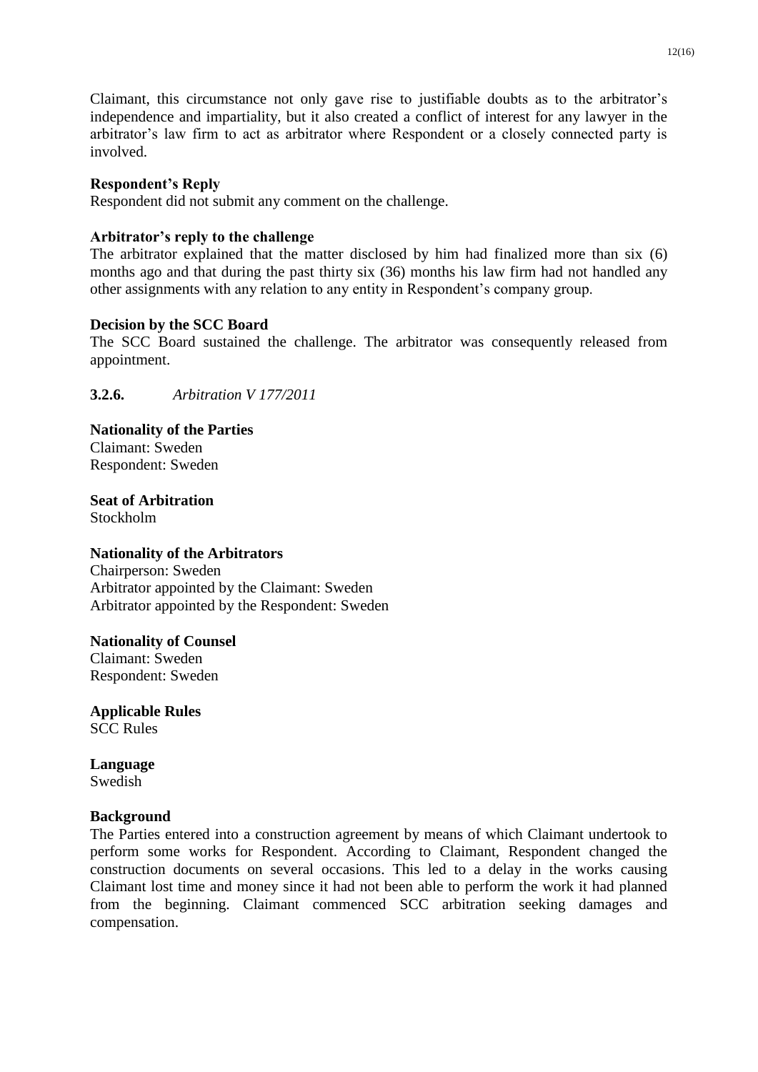Claimant, this circumstance not only gave rise to justifiable doubts as to the arbitrator's independence and impartiality, but it also created a conflict of interest for any lawyer in the arbitrator's law firm to act as arbitrator where Respondent or a closely connected party is involved.

**Respondent's Reply**

Respondent did not submit any comment on the challenge.

**Arbitrator's reply to the challenge**

The arbitrator explained that the matter disclosed by him had finalized more than six (6) months ago and that during the past thirty six (36) months his law firm had not handled any other assignments with any relation to any entity in Respondent's company group.

**Decision by the SCC Board**

The SCC Board sustained the challenge. The arbitrator was consequently released from appointment.

### **3.2.6.** *Arbitration V 177/2011*

**Nationality of the Parties**

Claimant: Sweden
Respondent: Sweden

**Seat of Arbitration**

Stockholm

**Nationality of the Arbitrators**

Chairperson: Sweden
Arbitrator appointed by the Claimant: Sweden
Arbitrator appointed by the Respondent: Sweden

**Nationality of Counsel**

Claimant: Sweden
Respondent: Sweden

**Applicable Rules**

SCC Rules

**Language**

Swedish

**Background**

The Parties entered into a construction agreement by means of which Claimant undertook to perform some works for Respondent. According to Claimant, Respondent changed the construction documents on several occasions. This led to a delay in the works causing Claimant lost time and money since it had not been able to perform the work it had planned from the beginning. Claimant commenced SCC arbitration seeking damages and compensation.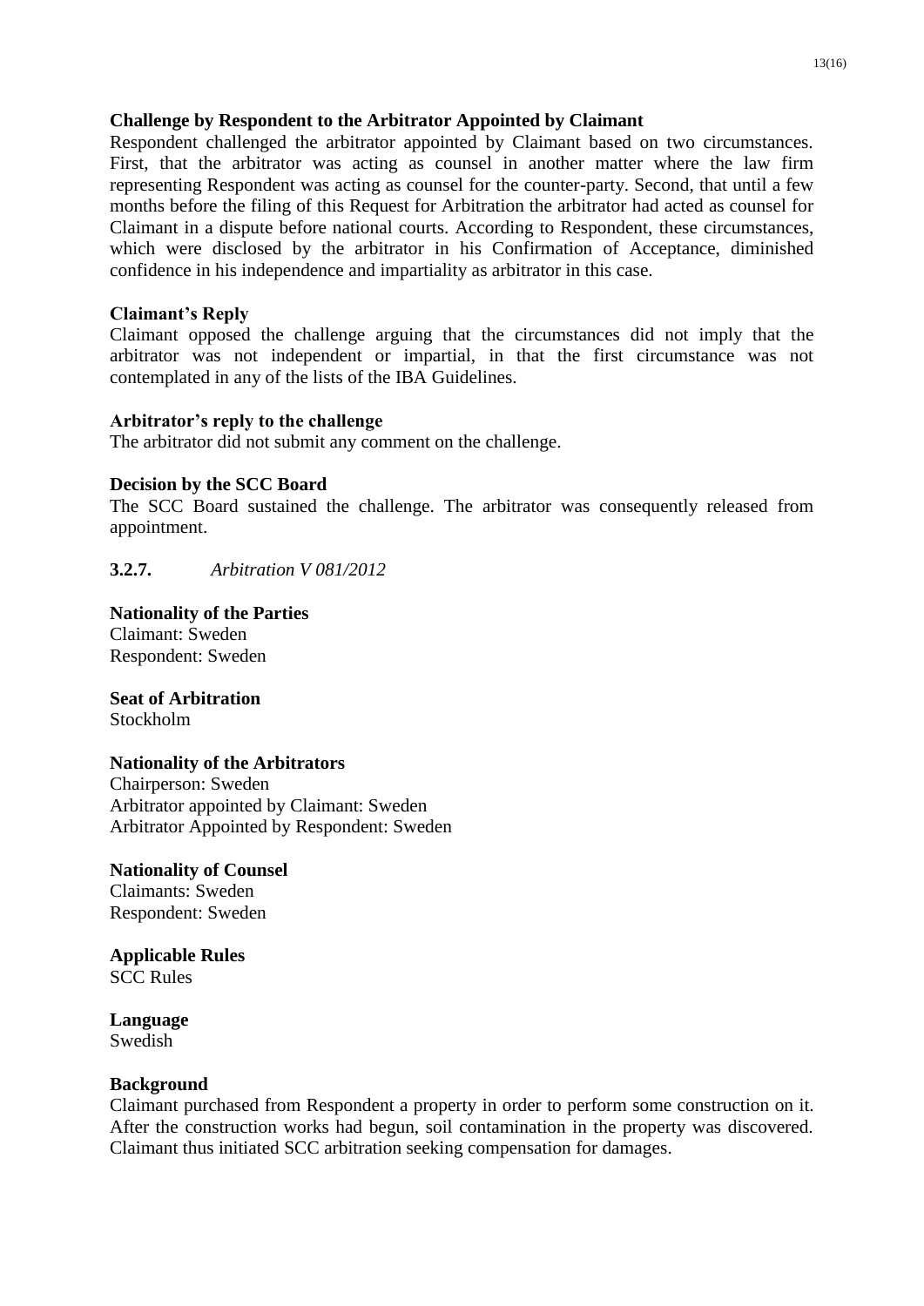**Challenge by Respondent to the Arbitrator Appointed by Claimant**

Respondent challenged the arbitrator appointed by Claimant based on two circumstances. First, that the arbitrator was acting as counsel in another matter where the law firm representing Respondent was acting as counsel for the counter-party. Second, that until a few months before the filing of this Request for Arbitration the arbitrator had acted as counsel for Claimant in a dispute before national courts. According to Respondent, these circumstances, which were disclosed by the arbitrator in his Confirmation of Acceptance, diminished confidence in his independence and impartiality as arbitrator in this case.

**Claimant's Reply**

Claimant opposed the challenge arguing that the circumstances did not imply that the arbitrator was not independent or impartial, in that the first circumstance was not contemplated in any of the lists of the IBA Guidelines.

**Arbitrator's reply to the challenge**

The arbitrator did not submit any comment on the challenge.

**Decision by the SCC Board**

The SCC Board sustained the challenge. The arbitrator was consequently released from appointment.

**3.2.7.** *Arbitration V 081/2012*

**Nationality of the Parties**

Claimant: Sweden
Respondent: Sweden

**Seat of Arbitration**

Stockholm

**Nationality of the Arbitrators**

Chairperson: Sweden
Arbitrator appointed by Claimant: Sweden
Arbitrator Appointed by Respondent: Sweden

**Nationality of Counsel**

Claimants: Sweden
Respondent: Sweden

**Applicable Rules**

SCC Rules

**Language**

Swedish

**Background**

Claimant purchased from Respondent a property in order to perform some construction on it. After the construction works had begun, soil contamination in the property was discovered. Claimant thus initiated SCC arbitration seeking compensation for damages.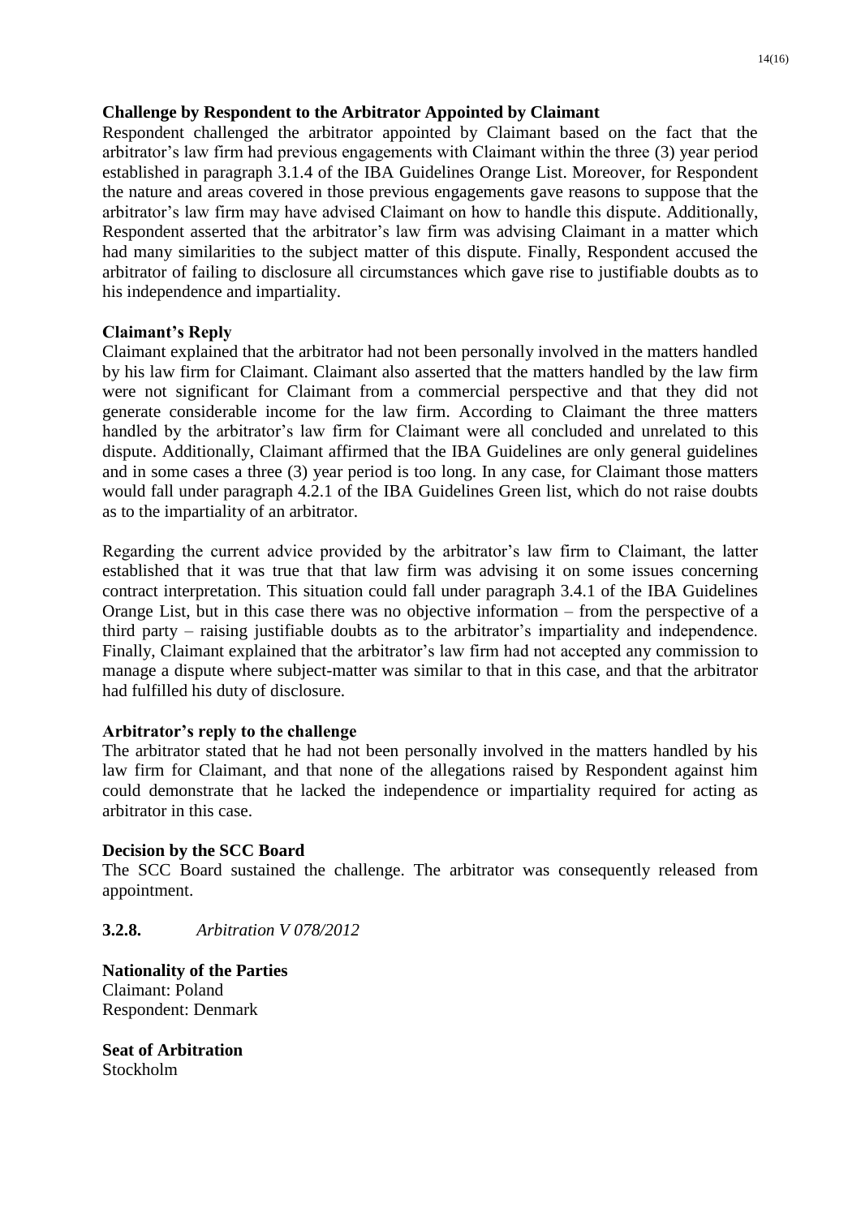**Challenge by Respondent to the Arbitrator Appointed by Claimant**

Respondent challenged the arbitrator appointed by Claimant based on the fact that the arbitrator's law firm had previous engagements with Claimant within the three (3) year period established in paragraph 3.1.4 of the IBA Guidelines Orange List. Moreover, for Respondent the nature and areas covered in those previous engagements gave reasons to suppose that the arbitrator's law firm may have advised Claimant on how to handle this dispute. Additionally, Respondent asserted that the arbitrator's law firm was advising Claimant in a matter which had many similarities to the subject matter of this dispute. Finally, Respondent accused the arbitrator of failing to disclosure all circumstances which gave rise to justifiable doubts as to his independence and impartiality.

**Claimant's Reply**

Claimant explained that the arbitrator had not been personally involved in the matters handled by his law firm for Claimant. Claimant also asserted that the matters handled by the law firm were not significant for Claimant from a commercial perspective and that they did not generate considerable income for the law firm. According to Claimant the three matters handled by the arbitrator's law firm for Claimant were all concluded and unrelated to this dispute. Additionally, Claimant affirmed that the IBA Guidelines are only general guidelines and in some cases a three (3) year period is too long. In any case, for Claimant those matters would fall under paragraph 4.2.1 of the IBA Guidelines Green list, which do not raise doubts as to the impartiality of an arbitrator.

Regarding the current advice provided by the arbitrator's law firm to Claimant, the latter established that it was true that that law firm was advising it on some issues concerning contract interpretation. This situation could fall under paragraph 3.4.1 of the IBA Guidelines Orange List, but in this case there was no objective information – from the perspective of a third party – raising justifiable doubts as to the arbitrator's impartiality and independence. Finally, Claimant explained that the arbitrator's law firm had not accepted any commission to manage a dispute where subject-matter was similar to that in this case, and that the arbitrator had fulfilled his duty of disclosure.

**Arbitrator's reply to the challenge**

The arbitrator stated that he had not been personally involved in the matters handled by his law firm for Claimant, and that none of the allegations raised by Respondent against him could demonstrate that he lacked the independence or impartiality required for acting as arbitrator in this case.

**Decision by the SCC Board**

The SCC Board sustained the challenge. The arbitrator was consequently released from appointment.

**3.2.8.** *Arbitration V 078/2012*

**Nationality of the Parties**

Claimant: Poland
Respondent: Denmark

**Seat of Arbitration**

Stockholm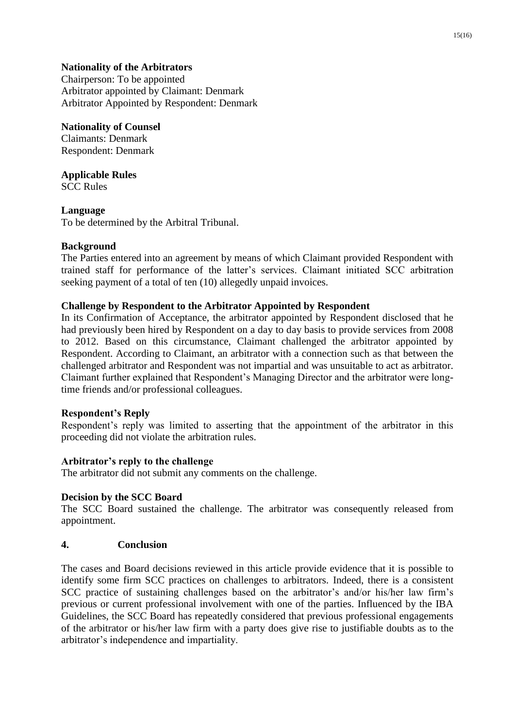**Nationality of the Arbitrators**
Chairperson: To be appointed
Arbitrator appointed by Claimant: Denmark
Arbitrator Appointed by Respondent: Denmark

**Nationality of Counsel**
Claimants: Denmark
Respondent: Denmark

**Applicable Rules**
SCC Rules

**Language**
To be determined by the Arbitral Tribunal.

**Background**
The Parties entered into an agreement by means of which Claimant provided Respondent with trained staff for performance of the latter's services. Claimant initiated SCC arbitration seeking payment of a total of ten (10) allegedly unpaid invoices.

**Challenge by Respondent to the Arbitrator Appointed by Respondent**
In its Confirmation of Acceptance, the arbitrator appointed by Respondent disclosed that he had previously been hired by Respondent on a day to day basis to provide services from 2008 to 2012. Based on this circumstance, Claimant challenged the arbitrator appointed by Respondent. According to Claimant, an arbitrator with a connection such as that between the challenged arbitrator and Respondent was not impartial and was unsuitable to act as arbitrator. Claimant further explained that Respondent's Managing Director and the arbitrator were long-time friends and/or professional colleagues.

**Respondent's Reply**
Respondent's reply was limited to asserting that the appointment of the arbitrator in this proceeding did not violate the arbitration rules.

**Arbitrator's reply to the challenge**
The arbitrator did not submit any comments on the challenge.

**Decision by the SCC Board**
The SCC Board sustained the challenge. The arbitrator was consequently released from appointment.

## 4. Conclusion

The cases and Board decisions reviewed in this article provide evidence that it is possible to identify some firm SCC practices on challenges to arbitrators. Indeed, there is a consistent SCC practice of sustaining challenges based on the arbitrator's and/or his/her law firm's previous or current professional involvement with one of the parties. Influenced by the IBA Guidelines, the SCC Board has repeatedly considered that previous professional engagements of the arbitrator or his/her law firm with a party does give rise to justifiable doubts as to the arbitrator's independence and impartiality.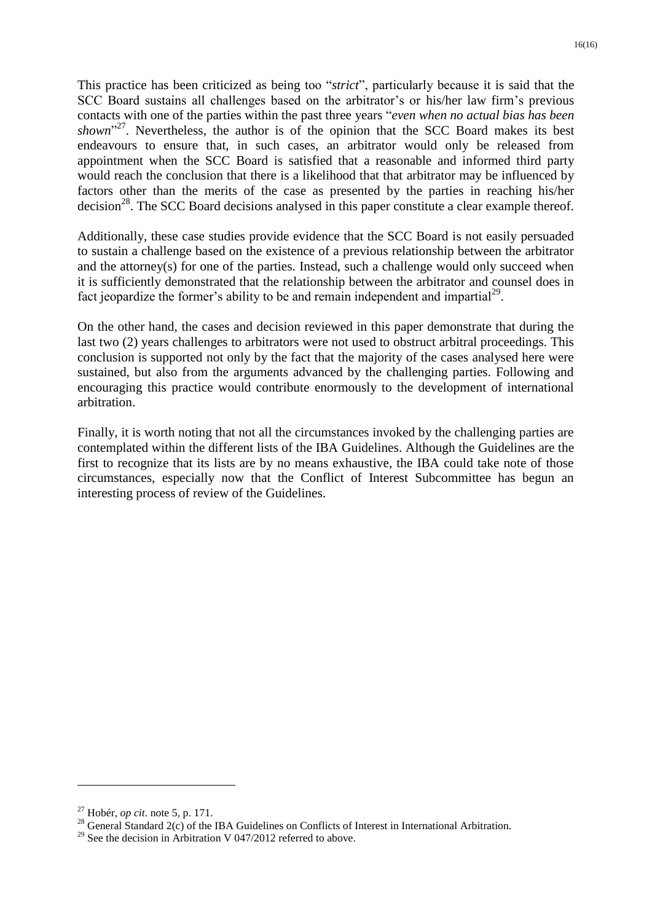This practice has been criticized as being too "*strict*", particularly because it is said that the SCC Board sustains all challenges based on the arbitrator's or his/her law firm's previous contacts with one of the parties within the past three years "*even when no actual bias has been shown*"[27]. Nevertheless, the author is of the opinion that the SCC Board makes its best endeavours to ensure that, in such cases, an arbitrator would only be released from appointment when the SCC Board is satisfied that a reasonable and informed third party would reach the conclusion that there is a likelihood that that arbitrator may be influenced by factors other than the merits of the case as presented by the parties in reaching his/her decision[28]. The SCC Board decisions analysed in this paper constitute a clear example thereof.

Additionally, these case studies provide evidence that the SCC Board is not easily persuaded to sustain a challenge based on the existence of a previous relationship between the arbitrator and the attorney(s) for one of the parties. Instead, such a challenge would only succeed when it is sufficiently demonstrated that the relationship between the arbitrator and counsel does in fact jeopardize the former's ability to be and remain independent and impartial[29].

On the other hand, the cases and decision reviewed in this paper demonstrate that during the last two (2) years challenges to arbitrators were not used to obstruct arbitral proceedings. This conclusion is supported not only by the fact that the majority of the cases analysed here were sustained, but also from the arguments advanced by the challenging parties. Following and encouraging this practice would contribute enormously to the development of international arbitration.

Finally, it is worth noting that not all the circumstances invoked by the challenging parties are contemplated within the different lists of the IBA Guidelines. Although the Guidelines are the first to recognize that its lists are by no means exhaustive, the IBA could take note of those circumstances, especially now that the Conflict of Interest Subcommittee has begun an interesting process of review of the Guidelines.

---

[27] Hobér, *op cit*. note 5, p. 171.

[28] General Standard 2(c) of the IBA Guidelines on Conflicts of Interest in International Arbitration.

[29] See the decision in Arbitration V 047/2012 referred to above.